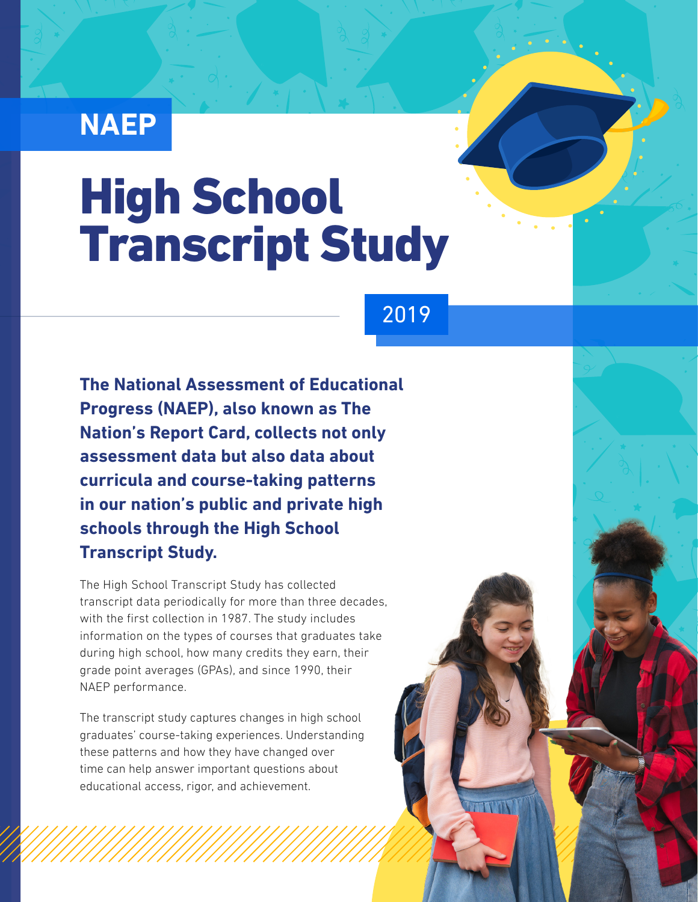NAEP

# High School Transcript Study

2019

**The National Assessment of Educational Progress (NAEP), also known as The Nation's Report Card, collects not only assessment data but also data about curricula and course-taking patterns in our nation's public and private high schools through the High School Transcript Study.**

The High School Transcript Study has collected transcript data periodically for more than three decades, with the first collection in 1987. The study includes information on the types of courses that graduates take during high school, how many credits they earn, their grade point averages (GPAs), and since 1990, their NAEP performance.

The transcript study captures changes in high school graduates' course-taking experiences. Understanding these patterns and how they have changed over time can help answer important questions about educational access, rigor, and achievement.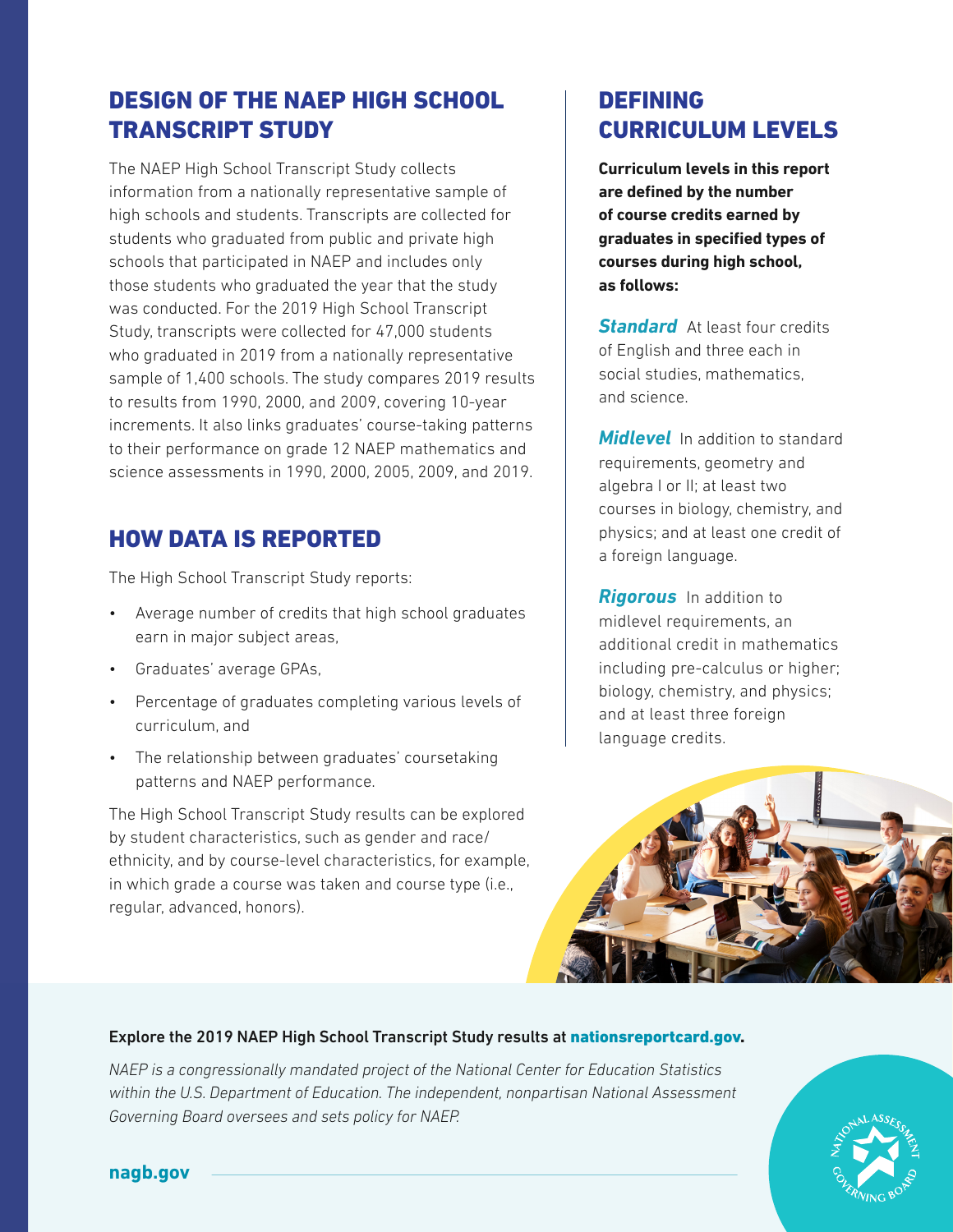## DESIGN OF THE NAEP HIGH SCHOOL TRANSCRIPT STUDY

The NAEP High School Transcript Study collects information from a nationally representative sample of high schools and students. Transcripts are collected for students who graduated from public and private high schools that participated in NAEP and includes only those students who graduated the year that the study was conducted. For the 2019 High School Transcript Study, transcripts were collected for 47,000 students who graduated in 2019 from a nationally representative sample of 1,400 schools. The study compares 2019 results to results from 1990, 2000, and 2009, covering 10-year increments. It also links graduates' course-taking patterns to their performance on grade 12 NAEP mathematics and science assessments in 1990, 2000, 2005, 2009, and 2019.

## HOW DATA IS REPORTED

The High School Transcript Study reports:

- Average number of credits that high school graduates earn in major subject areas,
- Graduates' average GPAs,
- Percentage of graduates completing various levels of curriculum, and
- The relationship between graduates' coursetaking patterns and NAEP performance.

The High School Transcript Study results can be explored by student characteristics, such as gender and race/ethnicity, and by course-level characteristics, for example, in which grade a course was taken and course type (i.e., regular, advanced, honors).

## DEFINING CURRICULUM LEVELS

**Curriculum levels in this report are defined by the number of course credits earned by graduates in specified types of courses during high school, as follows:**

***Standard*** At least four credits of English and three each in social studies, mathematics, and science.

***Midlevel*** In addition to standard requirements, geometry and algebra I or II; at least two courses in biology, chemistry, and physics; and at least one credit of a foreign language.

***Rigorous*** In addition to midlevel requirements, an additional credit in mathematics including pre-calculus or higher; biology, chemistry, and physics; and at least three foreign language credits.

Explore the 2019 NAEP High School Transcript Study results at **nationsreportcard.gov**.

*NAEP is a congressionally mandated project of the National Center for Education Statistics within the U.S. Department of Education. The independent, nonpartisan National Assessment Governing Board oversees and sets policy for NAEP.*

**nagb.gov**